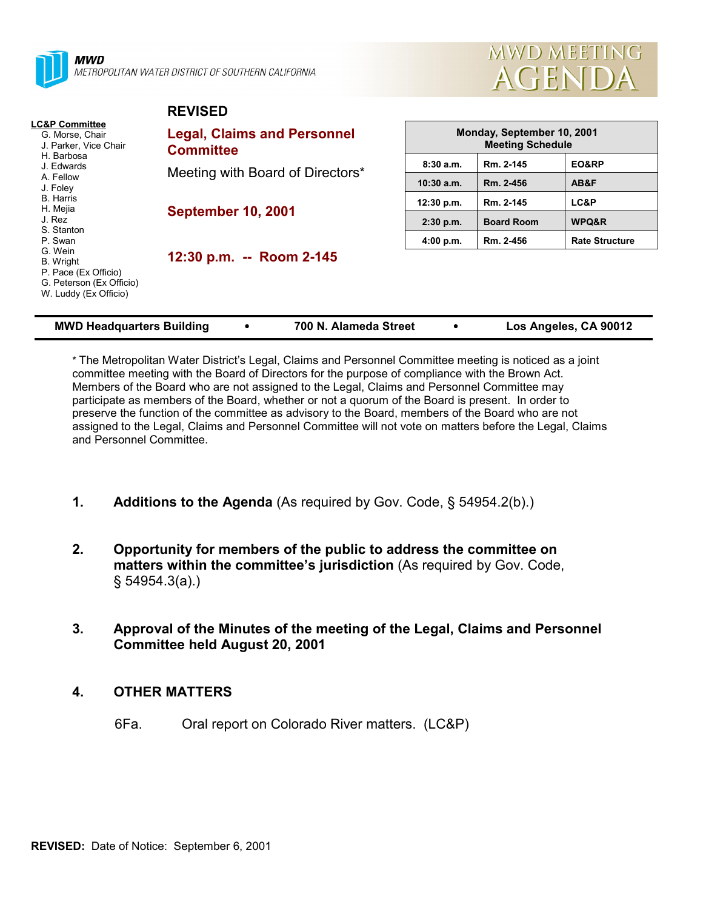**MWD**
*METROPOLITAN WATER DISTRICT OF SOUTHERN CALIFORNIA*

# MWD MEETING AGENDA

**LC&P Committee**
G. Morse, Chair
J. Parker, Vice Chair
H. Barbosa
J. Edwards
A. Fellow
J. Foley
B. Harris
H. Mejia
J. Rez
S. Stanton
P. Swan
G. Wein
B. Wright
P. Pace (Ex Officio)
G. Peterson (Ex Officio)
W. Luddy (Ex Officio)

**REVISED**

## Legal, Claims and Personnel Committee

Meeting with Board of Directors*

**September 10, 2001**

**12:30 p.m. -- Room 2-145**

| Monday, September 10, 2001 Meeting Schedule | | |
|---|---|---|
| 8:30 a.m. | Rm. 2-145 | EO&RP |
| 10:30 a.m. | Rm. 2-456 | AB&F |
| 12:30 p.m. | Rm. 2-145 | LC&P |
| 2:30 p.m. | Board Room | WPQ&R |
| 4:00 p.m. | Rm. 2-456 | Rate Structure |

**MWD Headquarters Building • 700 N. Alameda Street • Los Angeles, CA 90012**

* The Metropolitan Water District's Legal, Claims and Personnel Committee meeting is noticed as a joint committee meeting with the Board of Directors for the purpose of compliance with the Brown Act. Members of the Board who are not assigned to the Legal, Claims and Personnel Committee may participate as members of the Board, whether or not a quorum of the Board is present. In order to preserve the function of the committee as advisory to the Board, members of the Board who are not assigned to the Legal, Claims and Personnel Committee will not vote on matters before the Legal, Claims and Personnel Committee.

1. **Additions to the Agenda** (As required by Gov. Code, § 54954.2(b).)

2. **Opportunity for members of the public to address the committee on matters within the committee's jurisdiction** (As required by Gov. Code, § 54954.3(a).)

3. **Approval of the Minutes of the meeting of the Legal, Claims and Personnel Committee held August 20, 2001**

4. **OTHER MATTERS**

   6Fa. Oral report on Colorado River matters. (LC&P)

**REVISED:** Date of Notice: September 6, 2001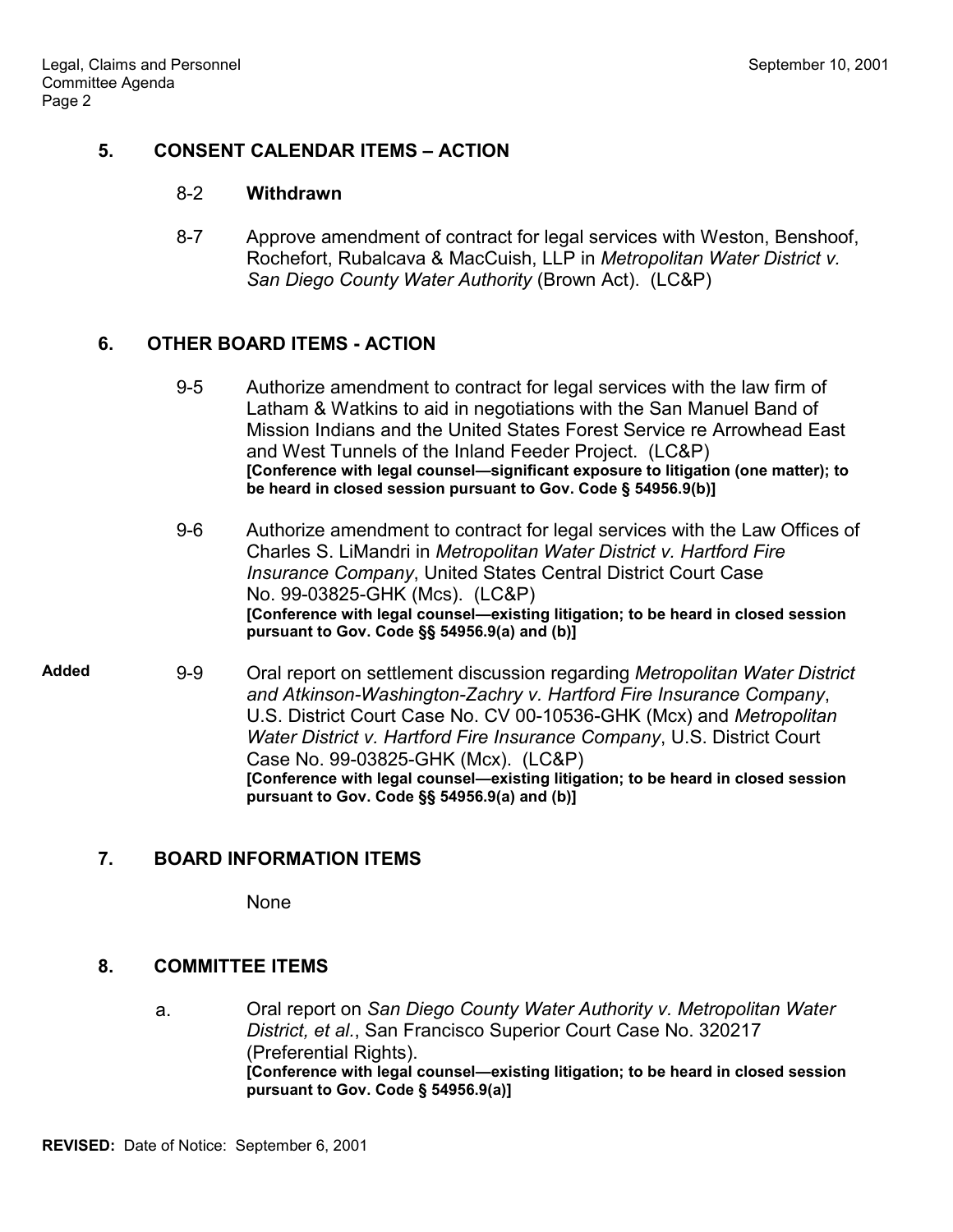## 5. CONSENT CALENDAR ITEMS – ACTION

8-2 **Withdrawn**

8-7 Approve amendment of contract for legal services with Weston, Benshoof, Rochefort, Rubalcava & MacCuish, LLP in *Metropolitan Water District v. San Diego County Water Authority* (Brown Act). (LC&P)

## 6. OTHER BOARD ITEMS - ACTION

9-5 Authorize amendment to contract for legal services with the law firm of Latham & Watkins to aid in negotiations with the San Manuel Band of Mission Indians and the United States Forest Service re Arrowhead East and West Tunnels of the Inland Feeder Project. (LC&P)
**[Conference with legal counsel—significant exposure to litigation (one matter); to be heard in closed session pursuant to Gov. Code § 54956.9(b)]**

9-6 Authorize amendment to contract for legal services with the Law Offices of Charles S. LiMandri in *Metropolitan Water District v. Hartford Fire Insurance Company*, United States Central District Court Case No. 99-03825-GHK (Mcs). (LC&P)
**[Conference with legal counsel—existing litigation; to be heard in closed session pursuant to Gov. Code §§ 54956.9(a) and (b)]**

**Added** 9-9 Oral report on settlement discussion regarding *Metropolitan Water District and Atkinson-Washington-Zachry v. Hartford Fire Insurance Company*, U.S. District Court Case No. CV 00-10536-GHK (Mcx) and *Metropolitan Water District v. Hartford Fire Insurance Company*, U.S. District Court Case No. 99-03825-GHK (Mcx). (LC&P)
**[Conference with legal counsel—existing litigation; to be heard in closed session pursuant to Gov. Code §§ 54956.9(a) and (b)]**

## 7. BOARD INFORMATION ITEMS

None

## 8. COMMITTEE ITEMS

a. Oral report on *San Diego County Water Authority v. Metropolitan Water District, et al.*, San Francisco Superior Court Case No. 320217 (Preferential Rights).
**[Conference with legal counsel—existing litigation; to be heard in closed session pursuant to Gov. Code § 54956.9(a)]**

**REVISED:** Date of Notice: September 6, 2001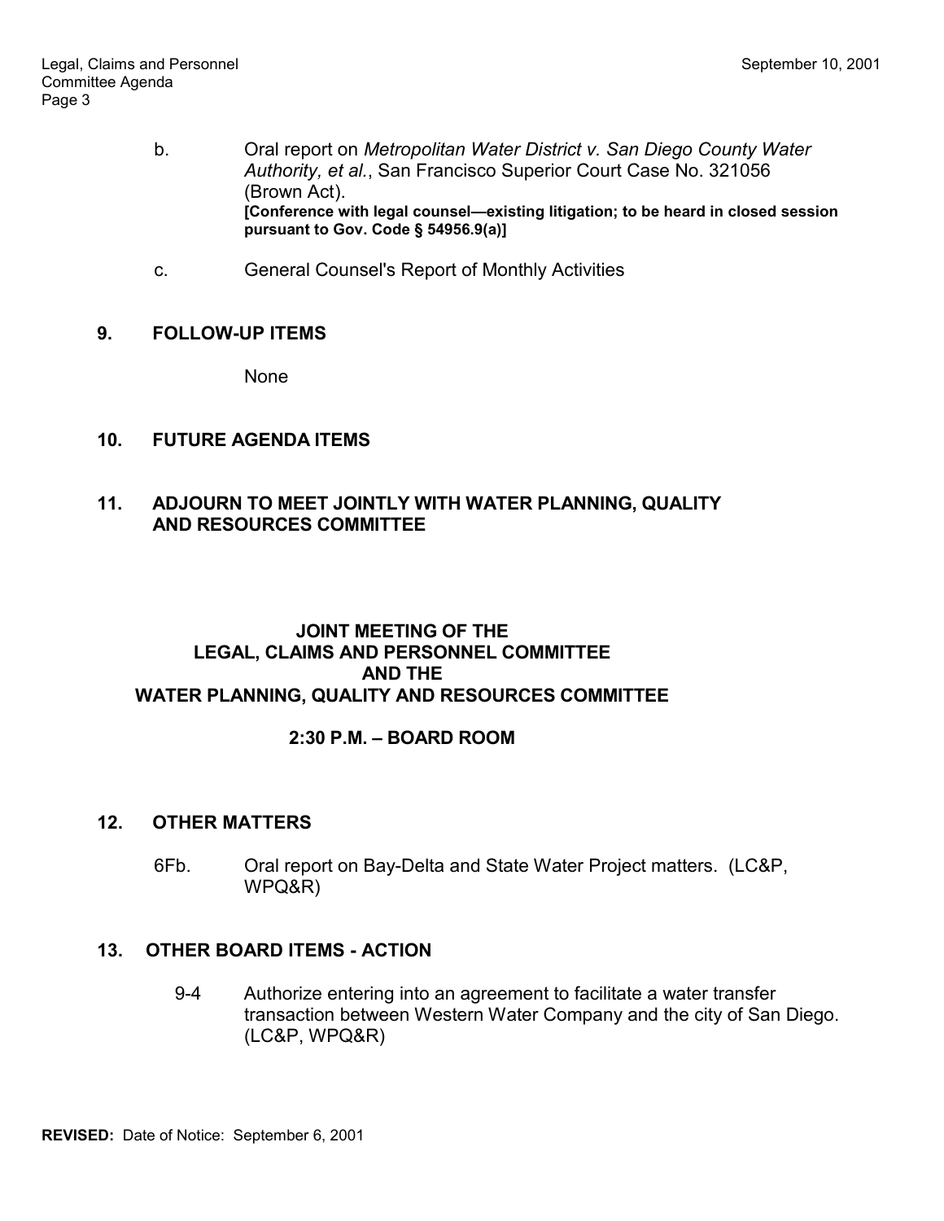b. Oral report on *Metropolitan Water District v. San Diego County Water Authority, et al.*, San Francisco Superior Court Case No. 321056 (Brown Act).
**[Conference with legal counsel—existing litigation; to be heard in closed session pursuant to Gov. Code § 54956.9(a)]**

c. General Counsel's Report of Monthly Activities

**9. FOLLOW-UP ITEMS**

None

**10. FUTURE AGENDA ITEMS**

**11. ADJOURN TO MEET JOINTLY WITH WATER PLANNING, QUALITY AND RESOURCES COMMITTEE**

## JOINT MEETING OF THE LEGAL, CLAIMS AND PERSONNEL COMMITTEE AND THE WATER PLANNING, QUALITY AND RESOURCES COMMITTEE

**2:30 P.M. – BOARD ROOM**

**12. OTHER MATTERS**

6Fb. Oral report on Bay-Delta and State Water Project matters. (LC&P, WPQ&R)

**13. OTHER BOARD ITEMS - ACTION**

9-4 Authorize entering into an agreement to facilitate a water transfer transaction between Western Water Company and the city of San Diego. (LC&P, WPQ&R)

**REVISED:** Date of Notice: September 6, 2001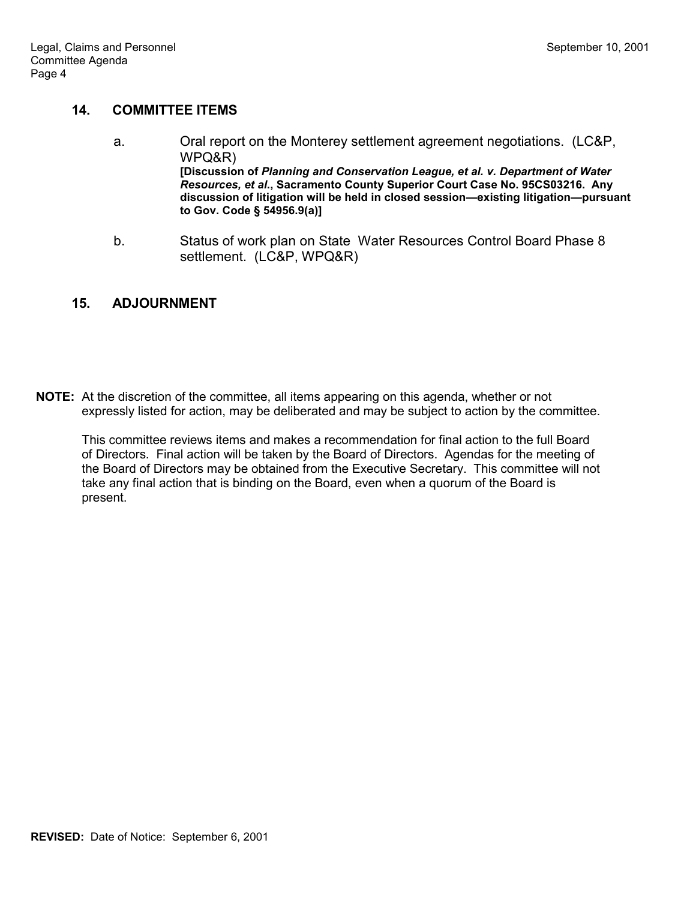## 14. COMMITTEE ITEMS

a. Oral report on the Monterey settlement agreement negotiations. (LC&P, WPQ&R)
**[Discussion of *Planning and Conservation League, et al. v. Department of Water Resources, et al.*, Sacramento County Superior Court Case No. 95CS03216. Any discussion of litigation will be held in closed session—existing litigation—pursuant to Gov. Code § 54956.9(a)]**

b. Status of work plan on State Water Resources Control Board Phase 8 settlement. (LC&P, WPQ&R)

## 15. ADJOURNMENT

**NOTE:** At the discretion of the committee, all items appearing on this agenda, whether or not expressly listed for action, may be deliberated and may be subject to action by the committee.

This committee reviews items and makes a recommendation for final action to the full Board of Directors. Final action will be taken by the Board of Directors. Agendas for the meeting of the Board of Directors may be obtained from the Executive Secretary. This committee will not take any final action that is binding on the Board, even when a quorum of the Board is present.

**REVISED:** Date of Notice: September 6, 2001